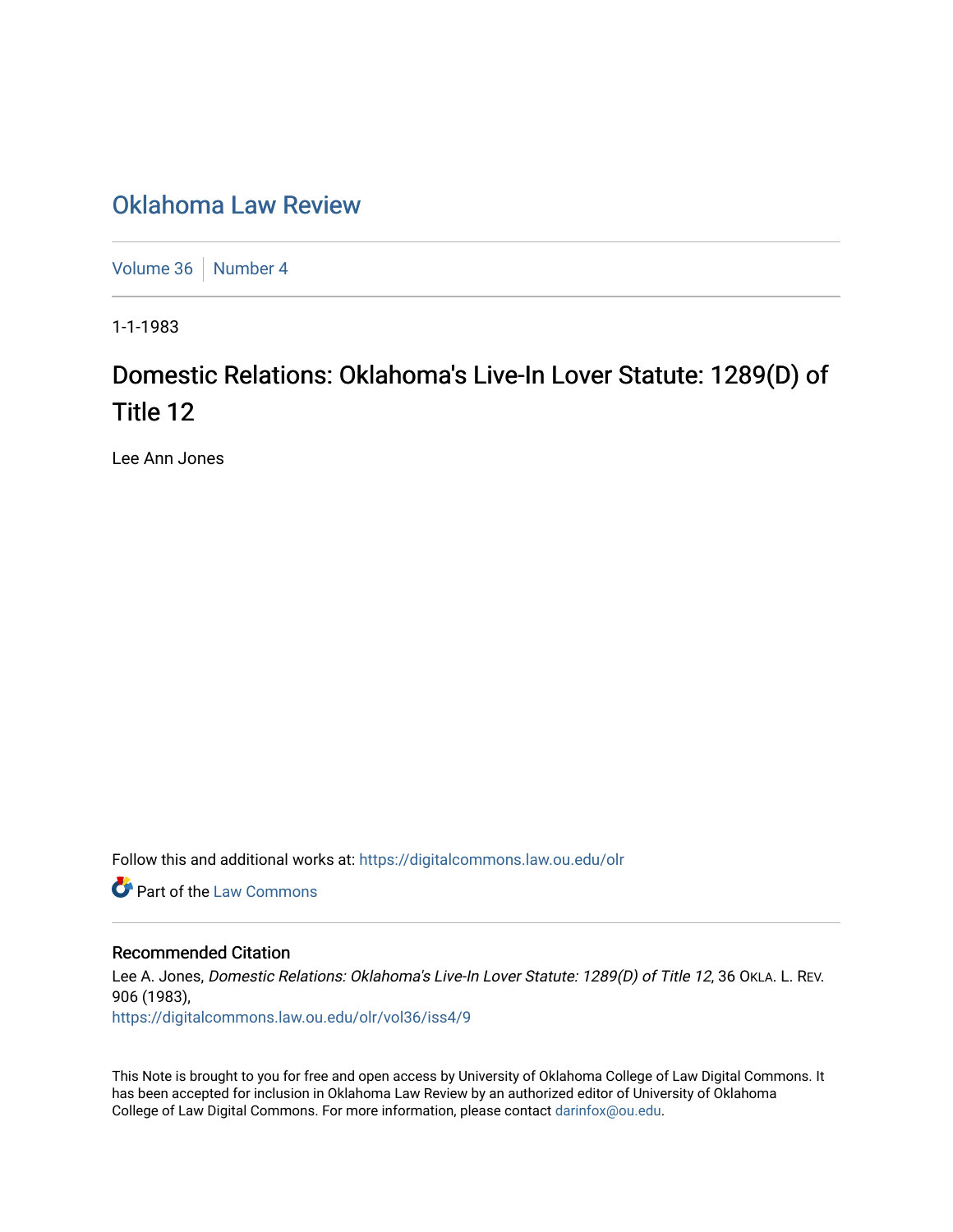# Oklahoma Law Review

Volume 36 | Number 4

1-1-1983

## Domestic Relations: Oklahoma's Live-In Lover Statute: 1289(D) of Title 12

Lee Ann Jones

Follow this and additional works at: https://digitalcommons.law.ou.edu/olr

Part of the Law Commons

### Recommended Citation

Lee A. Jones, *Domestic Relations: Oklahoma's Live-In Lover Statute: 1289(D) of Title 12*, 36 OKLA. L. REV. 906 (1983),
https://digitalcommons.law.ou.edu/olr/vol36/iss4/9

This Note is brought to you for free and open access by University of Oklahoma College of Law Digital Commons. It has been accepted for inclusion in Oklahoma Law Review by an authorized editor of University of Oklahoma College of Law Digital Commons. For more information, please contact darinfox@ou.edu.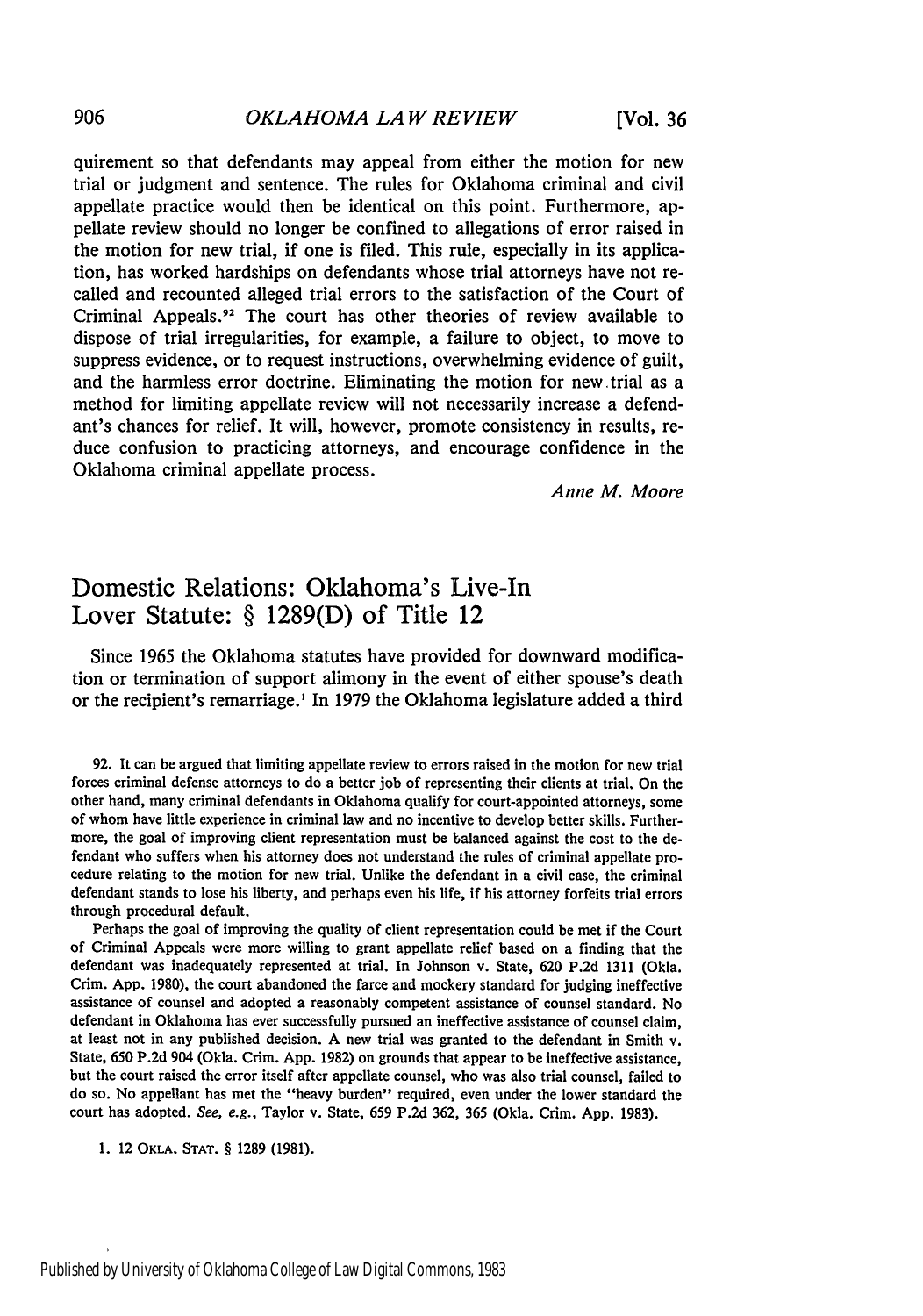quirement so that defendants may appeal from either the motion for new trial or judgment and sentence. The rules for Oklahoma criminal and civil appellate practice would then be identical on this point. Furthermore, appellate review should no longer be confined to allegations of error raised in the motion for new trial, if one is filed. This rule, especially in its application, has worked hardships on defendants whose trial attorneys have not recalled and recounted alleged trial errors to the satisfaction of the Court of Criminal Appeals.[92] The court has other theories of review available to dispose of trial irregularities, for example, a failure to object, to move to suppress evidence, or to request instructions, overwhelming evidence of guilt, and the harmless error doctrine. Eliminating the motion for new trial as a method for limiting appellate review will not necessarily increase a defendant's chances for relief. It will, however, promote consistency in results, reduce confusion to practicing attorneys, and encourage confidence in the Oklahoma criminal appellate process.

*Anne M. Moore*

## Domestic Relations: Oklahoma's Live-In Lover Statute: § 1289(D) of Title 12

Since 1965 the Oklahoma statutes have provided for downward modification or termination of support alimony in the event of either spouse's death or the recipient's remarriage.[1] In 1979 the Oklahoma legislature added a third

92. It can be argued that limiting appellate review to errors raised in the motion for new trial forces criminal defense attorneys to do a better job of representing their clients at trial. On the other hand, many criminal defendants in Oklahoma qualify for court-appointed attorneys, some of whom have little experience in criminal law and no incentive to develop better skills. Furthermore, the goal of improving client representation must be balanced against the cost to the defendant who suffers when his attorney does not understand the rules of criminal appellate procedure relating to the motion for new trial. Unlike the defendant in a civil case, the criminal defendant stands to lose his liberty, and perhaps even his life, if his attorney forfeits trial errors through procedural default.

Perhaps the goal of improving the quality of client representation could be met if the Court of Criminal Appeals were more willing to grant appellate relief based on a finding that the defendant was inadequately represented at trial. In Johnson v. State, 620 P.2d 1311 (Okla. Crim. App. 1980), the court abandoned the farce and mockery standard for judging ineffective assistance of counsel and adopted a reasonably competent assistance of counsel standard. No defendant in Oklahoma has ever successfully pursued an ineffective assistance of counsel claim, at least not in any published decision. A new trial was granted to the defendant in Smith v. State, 650 P.2d 904 (Okla. Crim. App. 1982) on grounds that appear to be ineffective assistance, but the court raised the error itself after appellate counsel, who was also trial counsel, failed to do so. No appellant has met the "heavy burden" required, even under the lower standard the court has adopted. *See, e.g.*, Taylor v. State, 659 P.2d 362, 365 (Okla. Crim. App. 1983).

1. 12 OKLA. STAT. § 1289 (1981).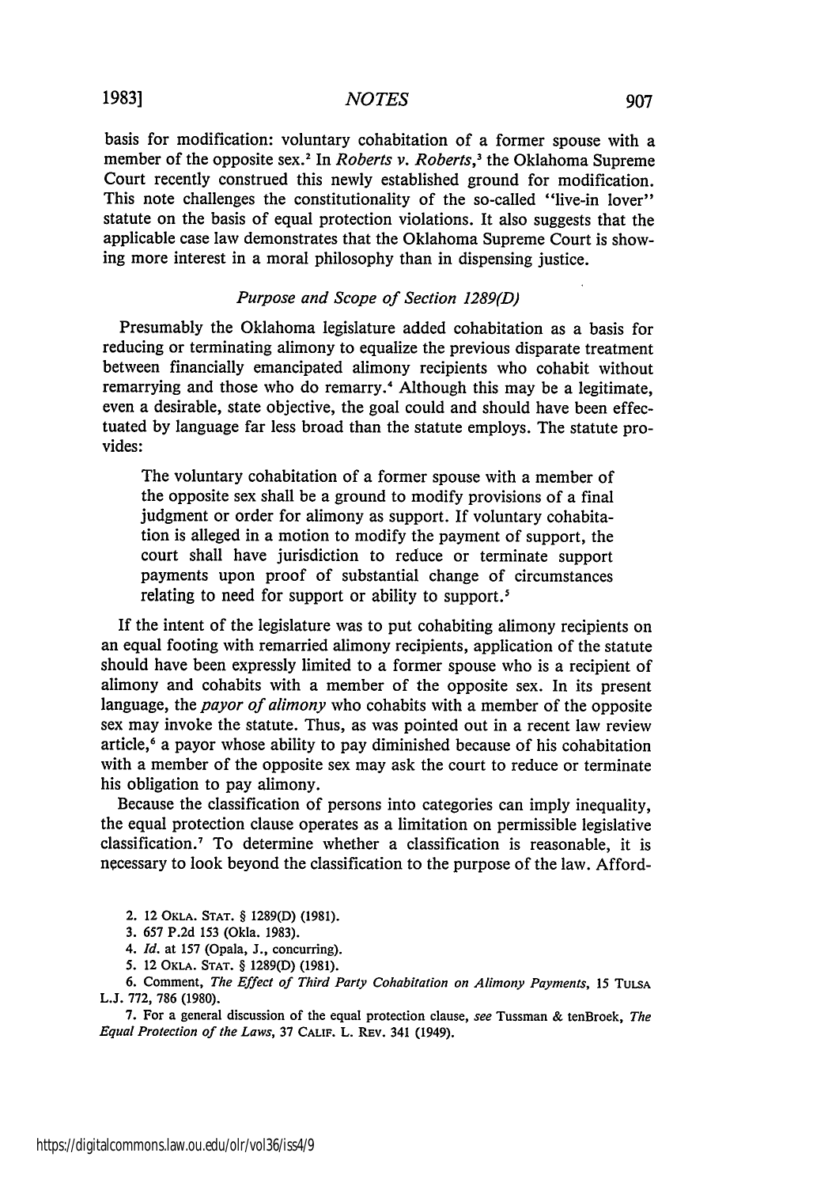basis for modification: voluntary cohabitation of a former spouse with a member of the opposite sex.[2] In *Roberts v. Roberts*,[3] the Oklahoma Supreme Court recently construed this newly established ground for modification. This note challenges the constitutionality of the so-called "live-in lover" statute on the basis of equal protection violations. It also suggests that the applicable case law demonstrates that the Oklahoma Supreme Court is showing more interest in a moral philosophy than in dispensing justice.

### *Purpose and Scope of Section 1289(D)*

Presumably the Oklahoma legislature added cohabitation as a basis for reducing or terminating alimony to equalize the previous disparate treatment between financially emancipated alimony recipients who cohabit without remarrying and those who do remarry.[4] Although this may be a legitimate, even a desirable, state objective, the goal could and should have been effectuated by language far less broad than the statute employs. The statute provides:

> The voluntary cohabitation of a former spouse with a member of the opposite sex shall be a ground to modify provisions of a final judgment or order for alimony as support. If voluntary cohabitation is alleged in a motion to modify the payment of support, the court shall have jurisdiction to reduce or terminate support payments upon proof of substantial change of circumstances relating to need for support or ability to support.[5]

If the intent of the legislature was to put cohabiting alimony recipients on an equal footing with remarried alimony recipients, application of the statute should have been expressly limited to a former spouse who is a recipient of alimony and cohabits with a member of the opposite sex. In its present language, the *payor of alimony* who cohabits with a member of the opposite sex may invoke the statute. Thus, as was pointed out in a recent law review article,[6] a payor whose ability to pay diminished because of his cohabitation with a member of the opposite sex may ask the court to reduce or terminate his obligation to pay alimony.

Because the classification of persons into categories can imply inequality, the equal protection clause operates as a limitation on permissible legislative classification.[7] To determine whether a classification is reasonable, it is necessary to look beyond the classification to the purpose of the law. Afford-

2. 12 OKLA. STAT. § 1289(D) (1981).

3. 657 P.2d 153 (Okla. 1983).

4. *Id.* at 157 (Opala, J., concurring).

5. 12 OKLA. STAT. § 1289(D) (1981).

6. Comment, *The Effect of Third Party Cohabitation on Alimony Payments*, 15 TULSA L.J. 772, 786 (1980).

7. For a general discussion of the equal protection clause, *see* Tussman & tenBroek, *The Equal Protection of the Laws*, 37 CALIF. L. REV. 341 (1949).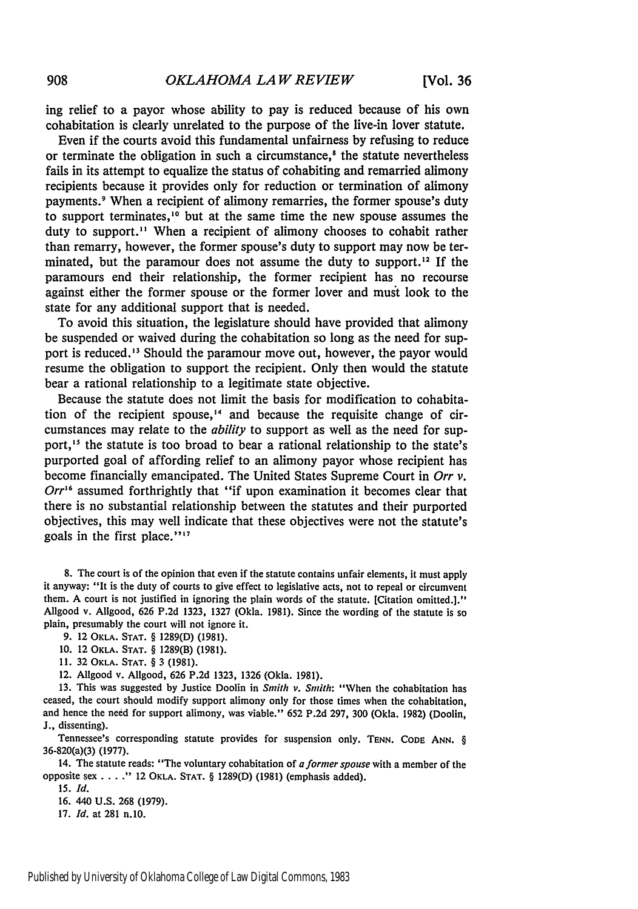ing relief to a payor whose ability to pay is reduced because of his own cohabitation is clearly unrelated to the purpose of the live-in lover statute.

Even if the courts avoid this fundamental unfairness by refusing to reduce or terminate the obligation in such a circumstance,[8] the statute nevertheless fails in its attempt to equalize the status of cohabiting and remarried alimony recipients because it provides only for reduction or termination of alimony payments.[9] When a recipient of alimony remarries, the former spouse's duty to support terminates,[10] but at the same time the new spouse assumes the duty to support.[11] When a recipient of alimony chooses to cohabit rather than remarry, however, the former spouse's duty to support may now be terminated, but the paramour does not assume the duty to support.[12] If the paramours end their relationship, the former recipient has no recourse against either the former spouse or the former lover and must look to the state for any additional support that is needed.

To avoid this situation, the legislature should have provided that alimony be suspended or waived during the cohabitation so long as the need for support is reduced.[13] Should the paramour move out, however, the payor would resume the obligation to support the recipient. Only then would the statute bear a rational relationship to a legitimate state objective.

Because the statute does not limit the basis for modification to cohabitation of the recipient spouse,[14] and because the requisite change of circumstances may relate to the *ability* to support as well as the need for support,[15] the statute is too broad to bear a rational relationship to the state's purported goal of affording relief to an alimony payor whose recipient has become financially emancipated. The United States Supreme Court in *Orr v. Orr*[16] assumed forthrightly that "if upon examination it becomes clear that there is no substantial relationship between the statutes and their purported objectives, this may well indicate that these objectives were not the statute's goals in the first place."[17]

8. The court is of the opinion that even if the statute contains unfair elements, it must apply it anyway: "It is the duty of courts to give effect to legislative acts, not to repeal or circumvent them. A court is not justified in ignoring the plain words of the statute. [Citation omitted.]." Allgood v. Allgood, 626 P.2d 1323, 1327 (Okla. 1981). Since the wording of the statute is so plain, presumably the court will not ignore it.

9. 12 OKLA. STAT. § 1289(D) (1981).

10. 12 OKLA. STAT. § 1289(B) (1981).

11. 32 OKLA. STAT. § 3 (1981).

12. Allgood v. Allgood, 626 P.2d 1323, 1326 (Okla. 1981).

13. This was suggested by Justice Doolin in *Smith v. Smith*: "When the cohabitation has ceased, the court should modify support alimony only for those times when the cohabitation, and hence the need for support alimony, was viable." 652 P.2d 297, 300 (Okla. 1982) (Doolin, J., dissenting).

Tennessee's corresponding statute provides for suspension only. TENN. CODE ANN. § 36-820(a)(3) (1977).

14. The statute reads: "The voluntary cohabitation of *a former spouse* with a member of the opposite sex . . . ." 12 OKLA. STAT. § 1289(D) (1981) (emphasis added).

15. *Id.*

16. 440 U.S. 268 (1979).

17. *Id.* at 281 n.10.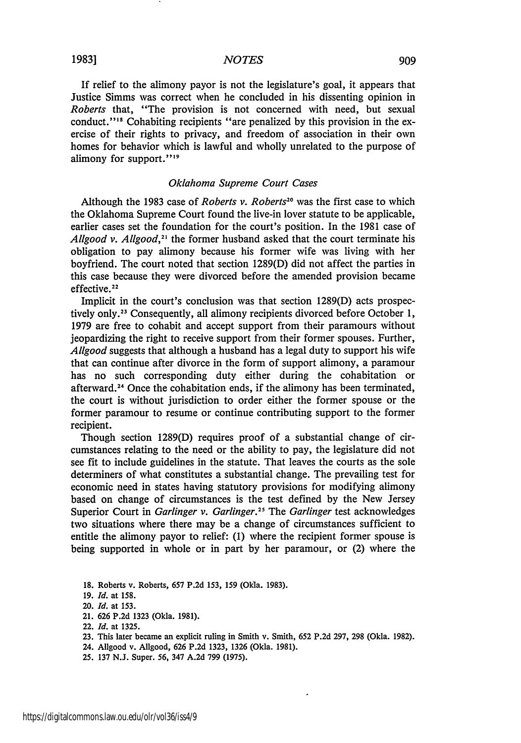If relief to the alimony payor is not the legislature's goal, it appears that Justice Simms was correct when he concluded in his dissenting opinion in *Roberts* that, "The provision is not concerned with need, but sexual conduct."[18] Cohabiting recipients "are penalized by this provision in the exercise of their rights to privacy, and freedom of association in their own homes for behavior which is lawful and wholly unrelated to the purpose of alimony for support."[19]

### *Oklahoma Supreme Court Cases*

Although the 1983 case of *Roberts v. Roberts*[20] was the first case to which the Oklahoma Supreme Court found the live-in lover statute to be applicable, earlier cases set the foundation for the court's position. In the 1981 case of *Allgood v. Allgood*,[21] the former husband asked that the court terminate his obligation to pay alimony because his former wife was living with her boyfriend. The court noted that section 1289(D) did not affect the parties in this case because they were divorced before the amended provision became effective.[22]

Implicit in the court's conclusion was that section 1289(D) acts prospectively only.[23] Consequently, all alimony recipients divorced before October 1, 1979 are free to cohabit and accept support from their paramours without jeopardizing the right to receive support from their former spouses. Further, *Allgood* suggests that although a husband has a legal duty to support his wife that can continue after divorce in the form of support alimony, a paramour has no such corresponding duty either during the cohabitation or afterward.[24] Once the cohabitation ends, if the alimony has been terminated, the court is without jurisdiction to order either the former spouse or the former paramour to resume or continue contributing support to the former recipient.

Though section 1289(D) requires proof of a substantial change of circumstances relating to the need or the ability to pay, the legislature did not see fit to include guidelines in the statute. That leaves the courts as the sole determiners of what constitutes a substantial change. The prevailing test for economic need in states having statutory provisions for modifying alimony based on change of circumstances is the test defined by the New Jersey Superior Court in *Garlinger v. Garlinger*.[25] The *Garlinger* test acknowledges two situations where there may be a change of circumstances sufficient to entitle the alimony payor to relief: (1) where the recipient former spouse is being supported in whole or in part by her paramour, or (2) where the

---

18. Roberts v. Roberts, 657 P.2d 153, 159 (Okla. 1983).
19. *Id.* at 158.
20. *Id.* at 153.
21. 626 P.2d 1323 (Okla. 1981).
22. *Id.* at 1325.
23. This later became an explicit ruling in Smith v. Smith, 652 P.2d 297, 298 (Okla. 1982).
24. Allgood v. Allgood, 626 P.2d 1323, 1326 (Okla. 1981).
25. 137 N.J. Super. 56, 347 A.2d 799 (1975).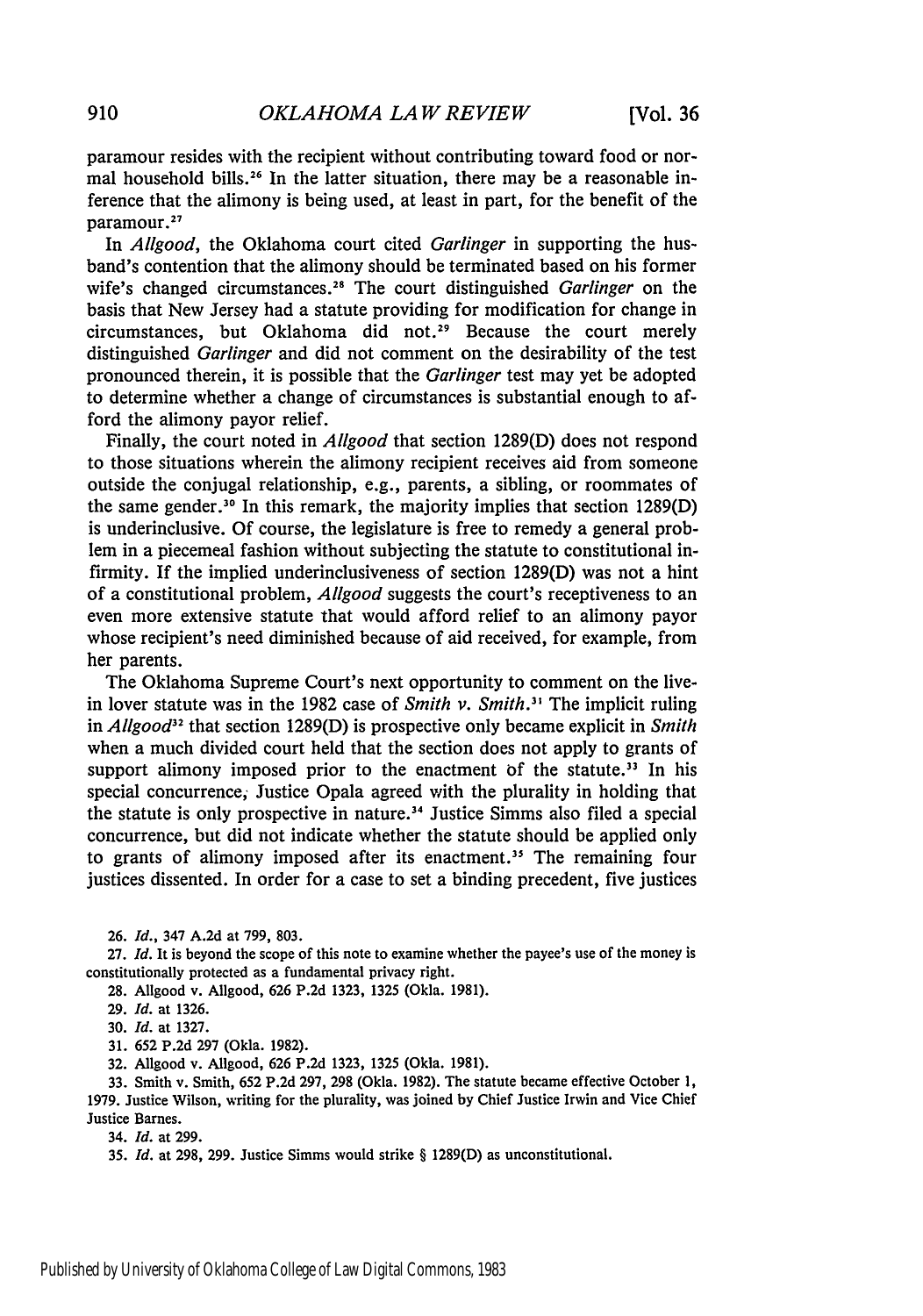paramour resides with the recipient without contributing toward food or normal household bills.[26] In the latter situation, there may be a reasonable inference that the alimony is being used, at least in part, for the benefit of the paramour.[27]

In *Allgood*, the Oklahoma court cited *Garlinger* in supporting the husband's contention that the alimony should be terminated based on his former wife's changed circumstances.[28] The court distinguished *Garlinger* on the basis that New Jersey had a statute providing for modification for change in circumstances, but Oklahoma did not.[29] Because the court merely distinguished *Garlinger* and did not comment on the desirability of the test pronounced therein, it is possible that the *Garlinger* test may yet be adopted to determine whether a change of circumstances is substantial enough to afford the alimony payor relief.

Finally, the court noted in *Allgood* that section 1289(D) does not respond to those situations wherein the alimony recipient receives aid from someone outside the conjugal relationship, e.g., parents, a sibling, or roommates of the same gender.[30] In this remark, the majority implies that section 1289(D) is underinclusive. Of course, the legislature is free to remedy a general problem in a piecemeal fashion without subjecting the statute to constitutional infirmity. If the implied underinclusiveness of section 1289(D) was not a hint of a constitutional problem, *Allgood* suggests the court's receptiveness to an even more extensive statute that would afford relief to an alimony payor whose recipient's need diminished because of aid received, for example, from her parents.

The Oklahoma Supreme Court's next opportunity to comment on the live-in lover statute was in the 1982 case of *Smith v. Smith*.[31] The implicit ruling in *Allgood*[32] that section 1289(D) is prospective only became explicit in *Smith* when a much divided court held that the section does not apply to grants of support alimony imposed prior to the enactment of the statute.[33] In his special concurrence, Justice Opala agreed with the plurality in holding that the statute is only prospective in nature.[34] Justice Simms also filed a special concurrence, but did not indicate whether the statute should be applied only to grants of alimony imposed after its enactment.[35] The remaining four justices dissented. In order for a case to set a binding precedent, five justices

26. *Id.*, 347 A.2d at 799, 803.

27. *Id.* It is beyond the scope of this note to examine whether the payee's use of the money is constitutionally protected as a fundamental privacy right.

28. Allgood v. Allgood, 626 P.2d 1323, 1325 (Okla. 1981).

29. *Id.* at 1326.

30. *Id.* at 1327.

31. 652 P.2d 297 (Okla. 1982).

32. Allgood v. Allgood, 626 P.2d 1323, 1325 (Okla. 1981).

33. Smith v. Smith, 652 P.2d 297, 298 (Okla. 1982). The statute became effective October 1, 1979. Justice Wilson, writing for the plurality, was joined by Chief Justice Irwin and Vice Chief Justice Barnes.

34. *Id.* at 299.

35. *Id.* at 298, 299. Justice Simms would strike § 1289(D) as unconstitutional.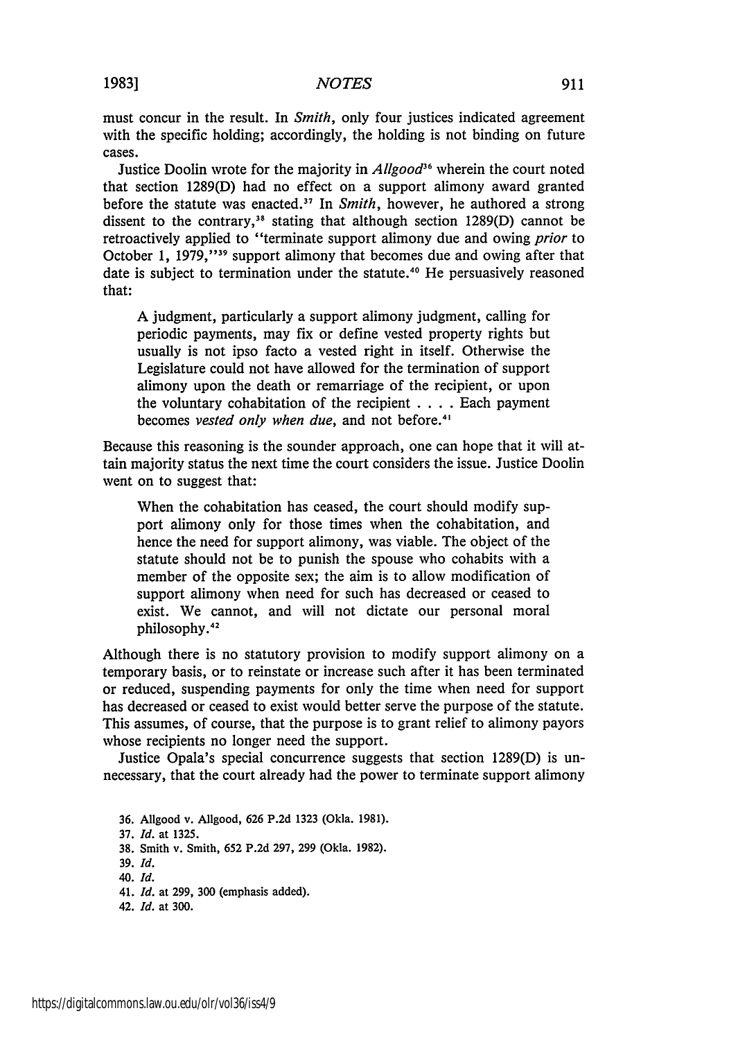must concur in the result. In *Smith*, only four justices indicated agreement with the specific holding; accordingly, the holding is not binding on future cases.

Justice Doolin wrote for the majority in *Allgood*[36] wherein the court noted that section 1289(D) had no effect on a support alimony award granted before the statute was enacted.[37] In *Smith*, however, he authored a strong dissent to the contrary,[38] stating that although section 1289(D) cannot be retroactively applied to "terminate support alimony due and owing *prior* to October 1, 1979,"[39] support alimony that becomes due and owing after that date is subject to termination under the statute.[40] He persuasively reasoned that:

> A judgment, particularly a support alimony judgment, calling for periodic payments, may fix or define vested property rights but usually is not ipso facto a vested right in itself. Otherwise the Legislature could not have allowed for the termination of support alimony upon the death or remarriage of the recipient, or upon the voluntary cohabitation of the recipient . . . . Each payment becomes *vested only when due*, and not before.[41]

Because this reasoning is the sounder approach, one can hope that it will attain majority status the next time the court considers the issue. Justice Doolin went on to suggest that:

> When the cohabitation has ceased, the court should modify support alimony only for those times when the cohabitation, and hence the need for support alimony, was viable. The object of the statute should not be to punish the spouse who cohabits with a member of the opposite sex; the aim is to allow modification of support alimony when need for such has decreased or ceased to exist. We cannot, and will not dictate our personal moral philosophy.[42]

Although there is no statutory provision to modify support alimony on a temporary basis, or to reinstate or increase such after it has been terminated or reduced, suspending payments for only the time when need for support has decreased or ceased to exist would better serve the purpose of the statute. This assumes, of course, that the purpose is to grant relief to alimony payors whose recipients no longer need the support.

Justice Opala's special concurrence suggests that section 1289(D) is unnecessary, that the court already had the power to terminate support alimony

36. Allgood v. Allgood, 626 P.2d 1323 (Okla. 1981).
37. *Id.* at 1325.
38. Smith v. Smith, 652 P.2d 297, 299 (Okla. 1982).
39. *Id.*
40. *Id.*
41. *Id.* at 299, 300 (emphasis added).
42. *Id.* at 300.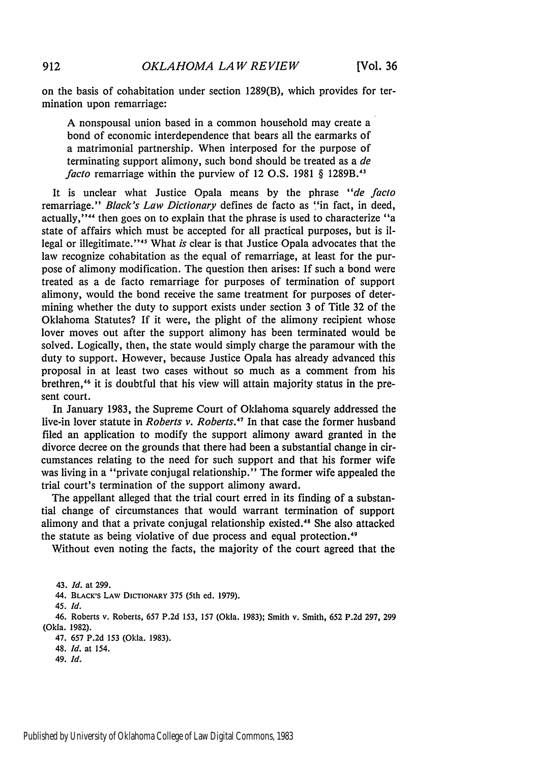on the basis of cohabitation under section 1289(B), which provides for termination upon remarriage:

> A nonspousal union based in a common household may create a bond of economic interdependence that bears all the earmarks of a matrimonial partnership. When interposed for the purpose of terminating support alimony, such bond should be treated as a *de facto* remarriage within the purview of 12 O.S. 1981 § 1289B.[43]

It is unclear what Justice Opala means by the phrase "*de facto* remarriage." *Black's Law Dictionary* defines de facto as "in fact, in deed, actually,"[44] then goes on to explain that the phrase is used to characterize "a state of affairs which must be accepted for all practical purposes, but is illegal or illegitimate."[45] What *is* clear is that Justice Opala advocates that the law recognize cohabitation as the equal of remarriage, at least for the purpose of alimony modification. The question then arises: If such a bond were treated as a de facto remarriage for purposes of termination of support alimony, would the bond receive the same treatment for purposes of determining whether the duty to support exists under section 3 of Title 32 of the Oklahoma Statutes? If it were, the plight of the alimony recipient whose lover moves out after the support alimony has been terminated would be solved. Logically, then, the state would simply charge the paramour with the duty to support. However, because Justice Opala has already advanced this proposal in at least two cases without so much as a comment from his brethren,[46] it is doubtful that his view will attain majority status in the present court.

In January 1983, the Supreme Court of Oklahoma squarely addressed the live-in lover statute in *Roberts v. Roberts*.[47] In that case the former husband filed an application to modify the support alimony award granted in the divorce decree on the grounds that there had been a substantial change in circumstances relating to the need for such support and that his former wife was living in a "private conjugal relationship." The former wife appealed the trial court's termination of the support alimony award.

The appellant alleged that the trial court erred in its finding of a substantial change of circumstances that would warrant termination of support alimony and that a private conjugal relationship existed.[48] She also attacked the statute as being violative of due process and equal protection.[49]

Without even noting the facts, the majority of the court agreed that the

---

43. *Id.* at 299.

44. BLACK'S LAW DICTIONARY 375 (5th ed. 1979).

45. *Id.*

46. Roberts v. Roberts, 657 P.2d 153, 157 (Okla. 1983); Smith v. Smith, 652 P.2d 297, 299 (Okla. 1982).

47. 657 P.2d 153 (Okla. 1983).

48. *Id.* at 154.

49. *Id.*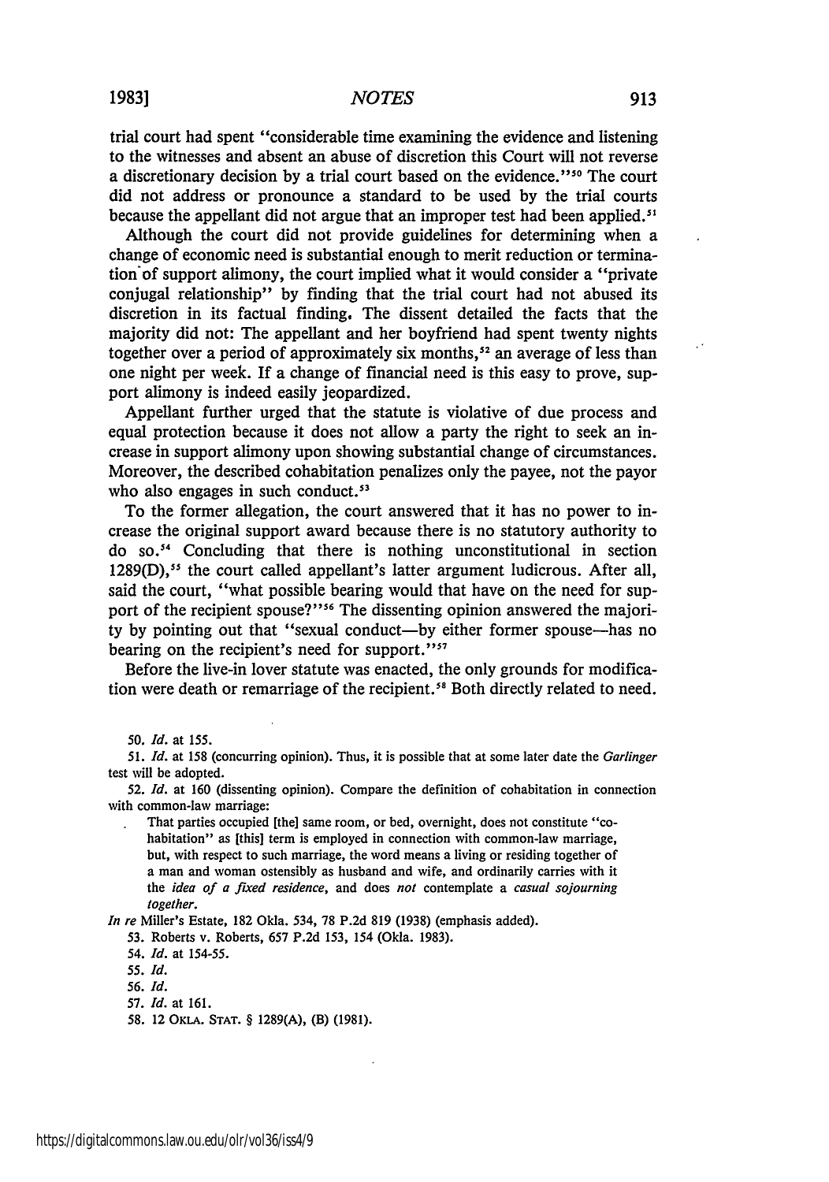trial court had spent "considerable time examining the evidence and listening to the witnesses and absent an abuse of discretion this Court will not reverse a discretionary decision by a trial court based on the evidence."[50] The court did not address or pronounce a standard to be used by the trial courts because the appellant did not argue that an improper test had been applied.[51]

Although the court did not provide guidelines for determining when a change of economic need is substantial enough to merit reduction or termination of support alimony, the court implied what it would consider a "private conjugal relationship" by finding that the trial court had not abused its discretion in its factual finding. The dissent detailed the facts that the majority did not: The appellant and her boyfriend had spent twenty nights together over a period of approximately six months,[52] an average of less than one night per week. If a change of financial need is this easy to prove, support alimony is indeed easily jeopardized.

Appellant further urged that the statute is violative of due process and equal protection because it does not allow a party the right to seek an increase in support alimony upon showing substantial change of circumstances. Moreover, the described cohabitation penalizes only the payee, not the payor who also engages in such conduct.[53]

To the former allegation, the court answered that it has no power to increase the original support award because there is no statutory authority to do so.[54] Concluding that there is nothing unconstitutional in section 1289(D),[55] the court called appellant's latter argument ludicrous. After all, said the court, "what possible bearing would that have on the need for support of the recipient spouse?"[56] The dissenting opinion answered the majority by pointing out that "sexual conduct—by either former spouse—has no bearing on the recipient's need for support."[57]

Before the live-in lover statute was enacted, the only grounds for modification were death or remarriage of the recipient.[58] Both directly related to need.

---

50. *Id.* at 155.

51. *Id.* at 158 (concurring opinion). Thus, it is possible that at some later date the *Garlinger* test will be adopted.

52. *Id.* at 160 (dissenting opinion). Compare the definition of cohabitation in connection with common-law marriage:

> That parties occupied [the] same room, or bed, overnight, does not constitute "cohabitation" as [this] term is employed in connection with common-law marriage, but, with respect to such marriage, the word means a living or residing together of a man and woman ostensibly as husband and wife, and ordinarily carries with it the *idea of a fixed residence*, and does *not* contemplate a *casual sojourning together*.

*In re* Miller's Estate, 182 Okla. 534, 78 P.2d 819 (1938) (emphasis added).

53. Roberts v. Roberts, 657 P.2d 153, 154 (Okla. 1983).

54. *Id.* at 154-55.

55. *Id.*

56. *Id.*

57. *Id.* at 161.

58. 12 OKLA. STAT. § 1289(A), (B) (1981).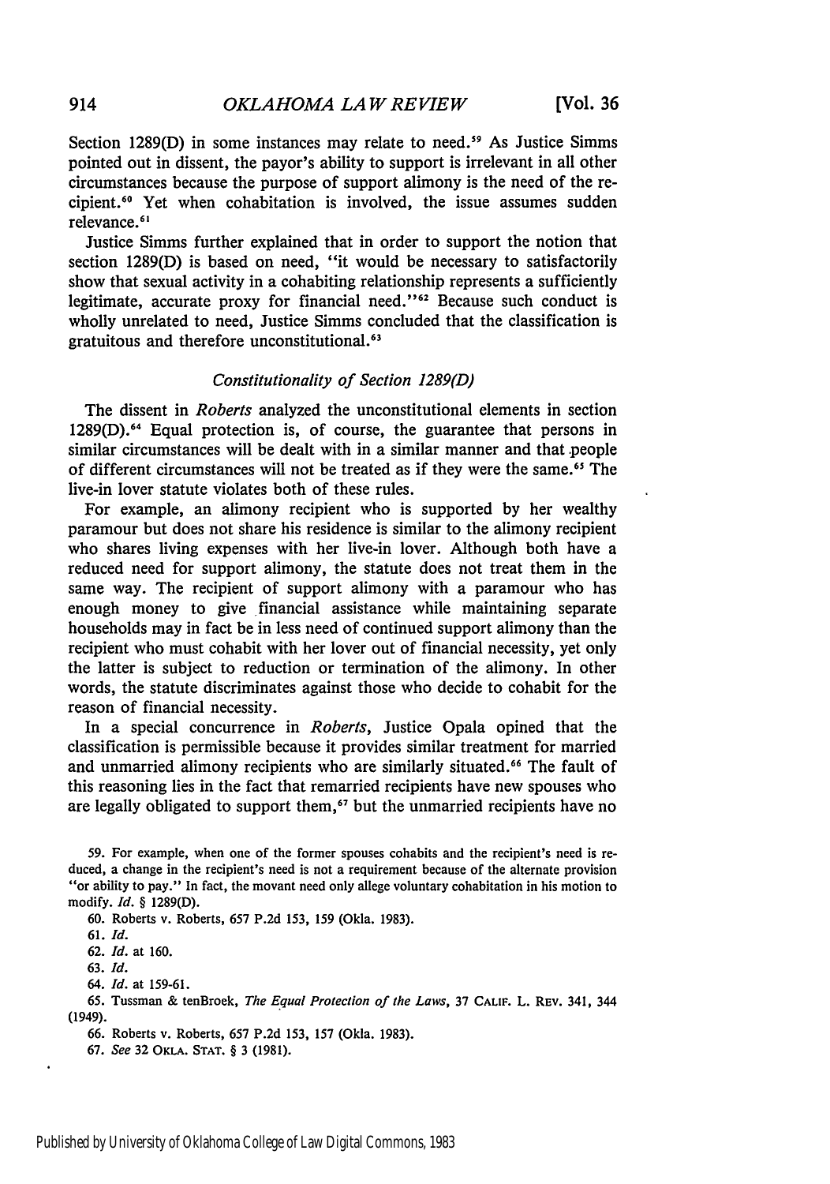Section 1289(D) in some instances may relate to need.[59] As Justice Simms pointed out in dissent, the payor's ability to support is irrelevant in all other circumstances because the purpose of support alimony is the need of the recipient.[60] Yet when cohabitation is involved, the issue assumes sudden relevance.[61]

Justice Simms further explained that in order to support the notion that section 1289(D) is based on need, "it would be necessary to satisfactorily show that sexual activity in a cohabiting relationship represents a sufficiently legitimate, accurate proxy for financial need."[62] Because such conduct is wholly unrelated to need, Justice Simms concluded that the classification is gratuitous and therefore unconstitutional.[63]

### *Constitutionality of Section 1289(D)*

The dissent in *Roberts* analyzed the unconstitutional elements in section 1289(D).[64] Equal protection is, of course, the guarantee that persons in similar circumstances will be dealt with in a similar manner and that people of different circumstances will not be treated as if they were the same.[65] The live-in lover statute violates both of these rules.

For example, an alimony recipient who is supported by her wealthy paramour but does not share his residence is similar to the alimony recipient who shares living expenses with her live-in lover. Although both have a reduced need for support alimony, the statute does not treat them in the same way. The recipient of support alimony with a paramour who has enough money to give financial assistance while maintaining separate households may in fact be in less need of continued support alimony than the recipient who must cohabit with her lover out of financial necessity, yet only the latter is subject to reduction or termination of the alimony. In other words, the statute discriminates against those who decide to cohabit for the reason of financial necessity.

In a special concurrence in *Roberts*, Justice Opala opined that the classification is permissible because it provides similar treatment for married and unmarried alimony recipients who are similarly situated.[66] The fault of this reasoning lies in the fact that remarried recipients have new spouses who are legally obligated to support them,[67] but the unmarried recipients have no

---

59. For example, when one of the former spouses cohabits and the recipient's need is reduced, a change in the recipient's need is not a requirement because of the alternate provision "or ability to pay." In fact, the movant need only allege voluntary cohabitation in his motion to modify. *Id.* § 1289(D).

60. Roberts v. Roberts, 657 P.2d 153, 159 (Okla. 1983).

61. *Id.*

62. *Id.* at 160.

63. *Id.*

64. *Id.* at 159-61.

65. Tussman & tenBroek, *The Equal Protection of the Laws*, 37 CALIF. L. REV. 341, 344 (1949).

66. Roberts v. Roberts, 657 P.2d 153, 157 (Okla. 1983).

67. *See* 32 OKLA. STAT. § 3 (1981).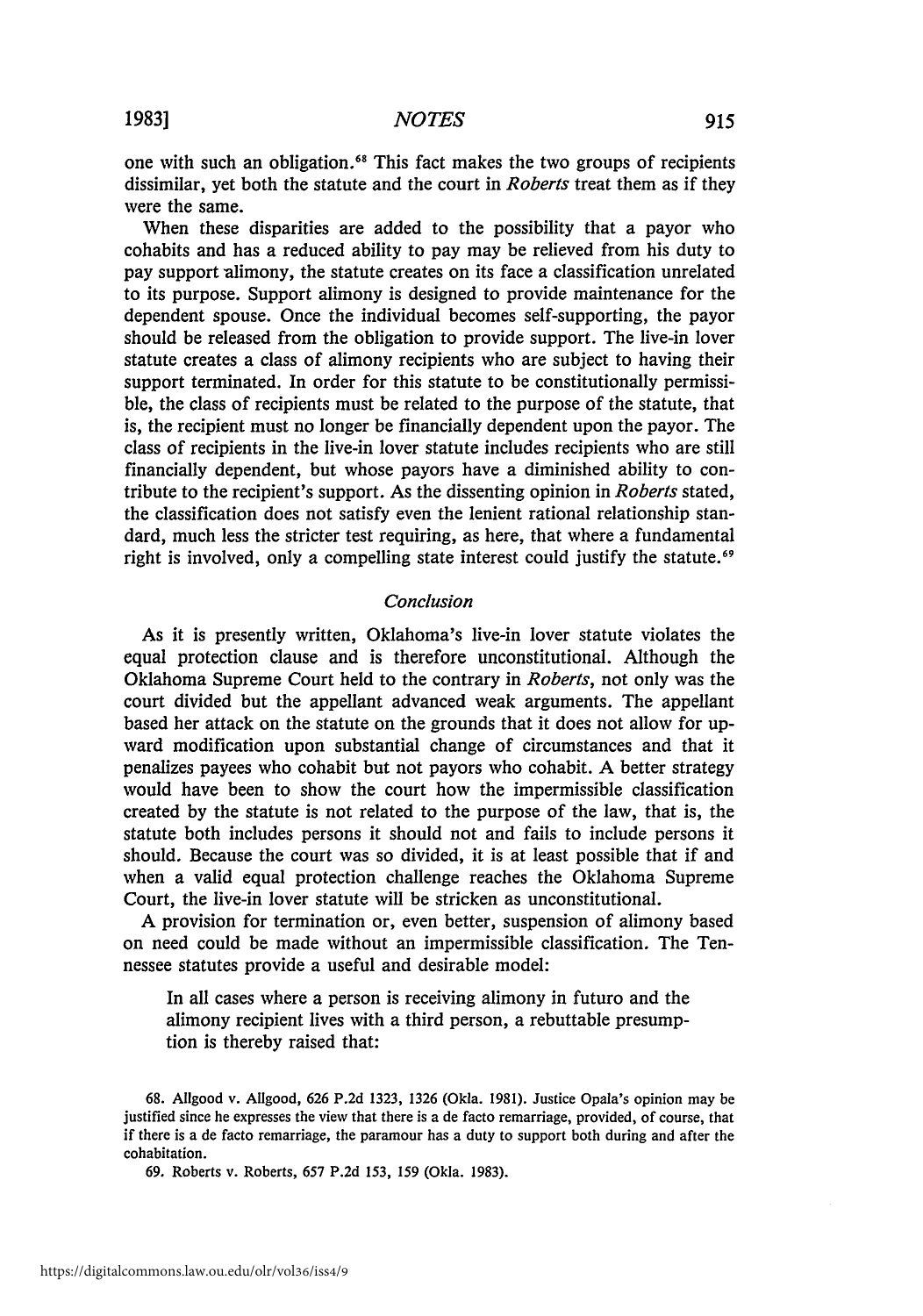one with such an obligation.[68] This fact makes the two groups of recipients dissimilar, yet both the statute and the court in *Roberts* treat them as if they were the same.

When these disparities are added to the possibility that a payor who cohabits and has a reduced ability to pay may be relieved from his duty to pay support alimony, the statute creates on its face a classification unrelated to its purpose. Support alimony is designed to provide maintenance for the dependent spouse. Once the individual becomes self-supporting, the payor should be released from the obligation to provide support. The live-in lover statute creates a class of alimony recipients who are subject to having their support terminated. In order for this statute to be constitutionally permissible, the class of recipients must be related to the purpose of the statute, that is, the recipient must no longer be financially dependent upon the payor. The class of recipients in the live-in lover statute includes recipients who are still financially dependent, but whose payors have a diminished ability to contribute to the recipient's support. As the dissenting opinion in *Roberts* stated, the classification does not satisfy even the lenient rational relationship standard, much less the stricter test requiring, as here, that where a fundamental right is involved, only a compelling state interest could justify the statute.[69]

## *Conclusion*

As it is presently written, Oklahoma's live-in lover statute violates the equal protection clause and is therefore unconstitutional. Although the Oklahoma Supreme Court held to the contrary in *Roberts*, not only was the court divided but the appellant advanced weak arguments. The appellant based her attack on the statute on the grounds that it does not allow for upward modification upon substantial change of circumstances and that it penalizes payees who cohabit but not payors who cohabit. A better strategy would have been to show the court how the impermissible classification created by the statute is not related to the purpose of the law, that is, the statute both includes persons it should not and fails to include persons it should. Because the court was so divided, it is at least possible that if and when a valid equal protection challenge reaches the Oklahoma Supreme Court, the live-in lover statute will be stricken as unconstitutional.

A provision for termination or, even better, suspension of alimony based on need could be made without an impermissible classification. The Tennessee statutes provide a useful and desirable model:

> In all cases where a person is receiving alimony in futuro and the alimony recipient lives with a third person, a rebuttable presumption is thereby raised that:

---

68. Allgood v. Allgood, 626 P.2d 1323, 1326 (Okla. 1981). Justice Opala's opinion may be justified since he expresses the view that there is a de facto remarriage, provided, of course, that if there is a de facto remarriage, the paramour has a duty to support both during and after the cohabitation.

69. Roberts v. Roberts, 657 P.2d 153, 159 (Okla. 1983).